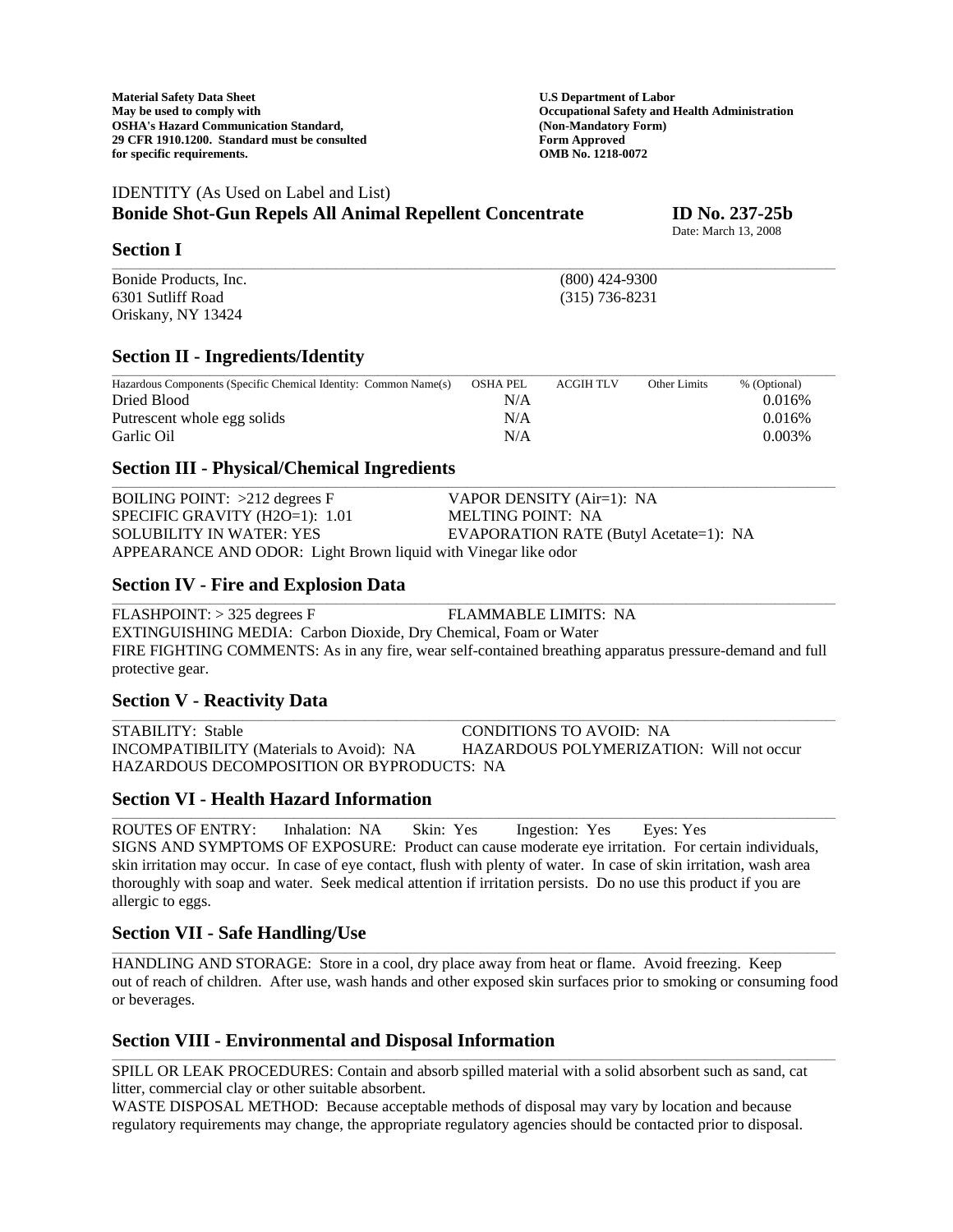**Material Safety Data Sheet**
**May be used to comply with**
**OSHA's Hazard Communication Standard,**
**29 CFR 1910.1200. Standard must be consulted**
**for specific requirements.**

**U.S Department of Labor**
**Occupational Safety and Health Administration**
**(Non-Mandatory Form)**
**Form Approved**
**OMB No. 1218-0072**

IDENTITY (As Used on Label and List)
**Bonide Shot-Gun Repels All Animal Repellent Concentrate** **ID No. 237-25b**

Date: March 13, 2008

## Section I

Bonide Products, Inc.
6301 Sutliff Road
Oriskany, NY 13424

(800) 424-9300
(315) 736-8231

## Section II - Ingredients/Identity

| Hazardous Components (Specific Chemical Identity: Common Name(s) | OSHA PEL | ACGIH TLV | Other Limits | % (Optional) |
|---|---|---|---|---|
| Dried Blood | N/A | | | 0.016% |
| Putrescent whole egg solids | N/A | | | 0.016% |
| Garlic Oil | N/A | | | 0.003% |

## Section III - Physical/Chemical Ingredients

BOILING POINT: >212 degrees F
VAPOR DENSITY (Air=1): NA
SPECIFIC GRAVITY (H2O=1): 1.01
MELTING POINT: NA
SOLUBILITY IN WATER: YES
EVAPORATION RATE (Butyl Acetate=1): NA
APPEARANCE AND ODOR: Light Brown liquid with Vinegar like odor

## Section IV - Fire and Explosion Data

FLASHPOINT: > 325 degrees F
FLAMMABLE LIMITS: NA
EXTINGUISHING MEDIA: Carbon Dioxide, Dry Chemical, Foam or Water
FIRE FIGHTING COMMENTS: As in any fire, wear self-contained breathing apparatus pressure-demand and full protective gear.

## Section V - Reactivity Data

STABILITY: Stable
CONDITIONS TO AVOID: NA
INCOMPATIBILITY (Materials to Avoid): NA
HAZARDOUS POLYMERIZATION: Will not occur
HAZARDOUS DECOMPOSITION OR BYPRODUCTS: NA

## Section VI - Health Hazard Information

ROUTES OF ENTRY: Inhalation: NA Skin: Yes Ingestion: Yes Eyes: Yes
SIGNS AND SYMPTOMS OF EXPOSURE: Product can cause moderate eye irritation. For certain individuals, skin irritation may occur. In case of eye contact, flush with plenty of water. In case of skin irritation, wash area thoroughly with soap and water. Seek medical attention if irritation persists. Do no use this product if you are allergic to eggs.

## Section VII - Safe Handling/Use

HANDLING AND STORAGE: Store in a cool, dry place away from heat or flame. Avoid freezing. Keep out of reach of children. After use, wash hands and other exposed skin surfaces prior to smoking or consuming food or beverages.

## Section VIII - Environmental and Disposal Information

SPILL OR LEAK PROCEDURES: Contain and absorb spilled material with a solid absorbent such as sand, cat litter, commercial clay or other suitable absorbent.
WASTE DISPOSAL METHOD: Because acceptable methods of disposal may vary by location and because regulatory requirements may change, the appropriate regulatory agencies should be contacted prior to disposal.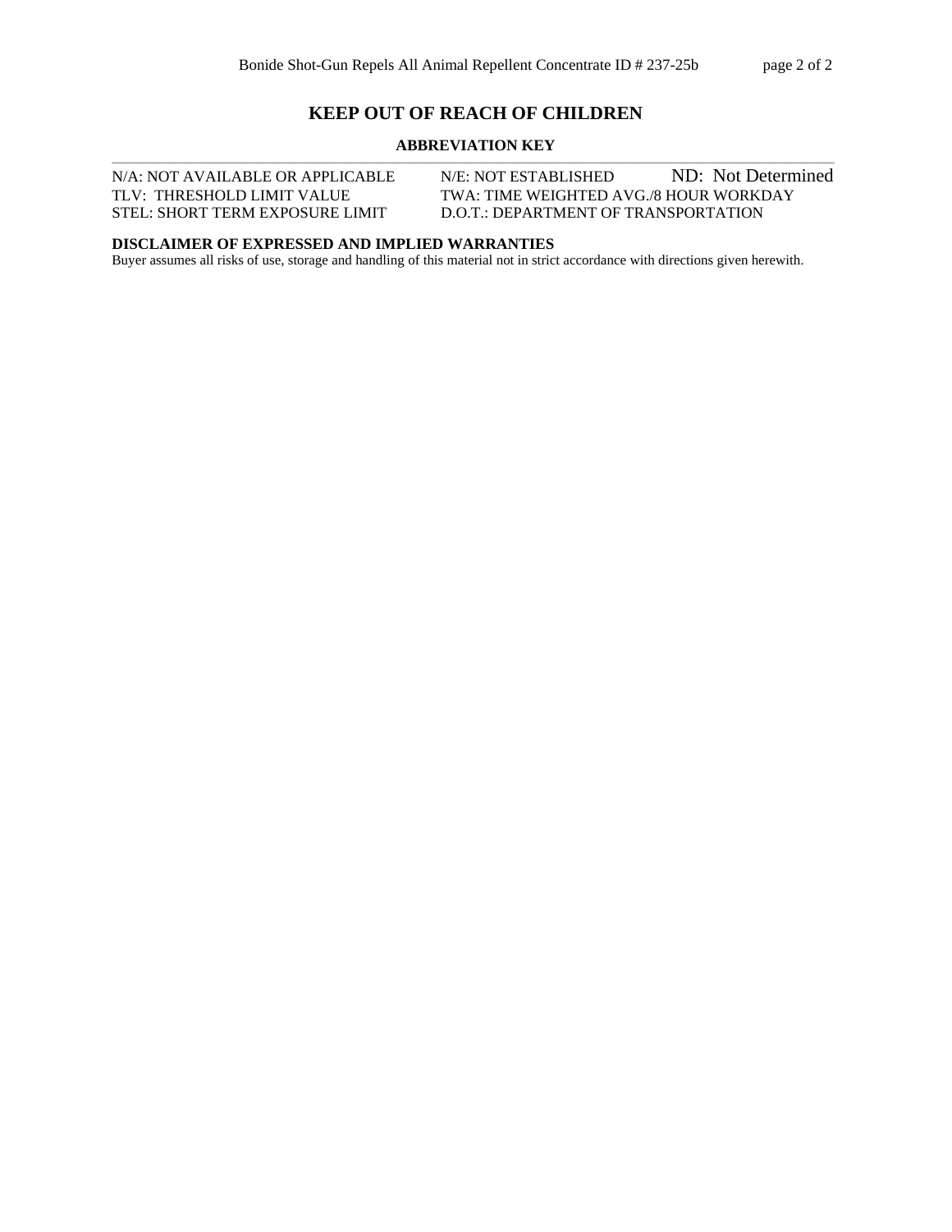## KEEP OUT OF REACH OF CHILDREN

### ABBREVIATION KEY

| | | |
|---|---|---|
| N/A: NOT AVAILABLE OR APPLICABLE | N/E: NOT ESTABLISHED | ND: Not Determined |
| TLV: THRESHOLD LIMIT VALUE | TWA: TIME WEIGHTED AVG./8 HOUR WORKDAY | |
| STEL: SHORT TERM EXPOSURE LIMIT | D.O.T.: DEPARTMENT OF TRANSPORTATION | |

**DISCLAIMER OF EXPRESSED AND IMPLIED WARRANTIES**

Buyer assumes all risks of use, storage and handling of this material not in strict accordance with directions given herewith.